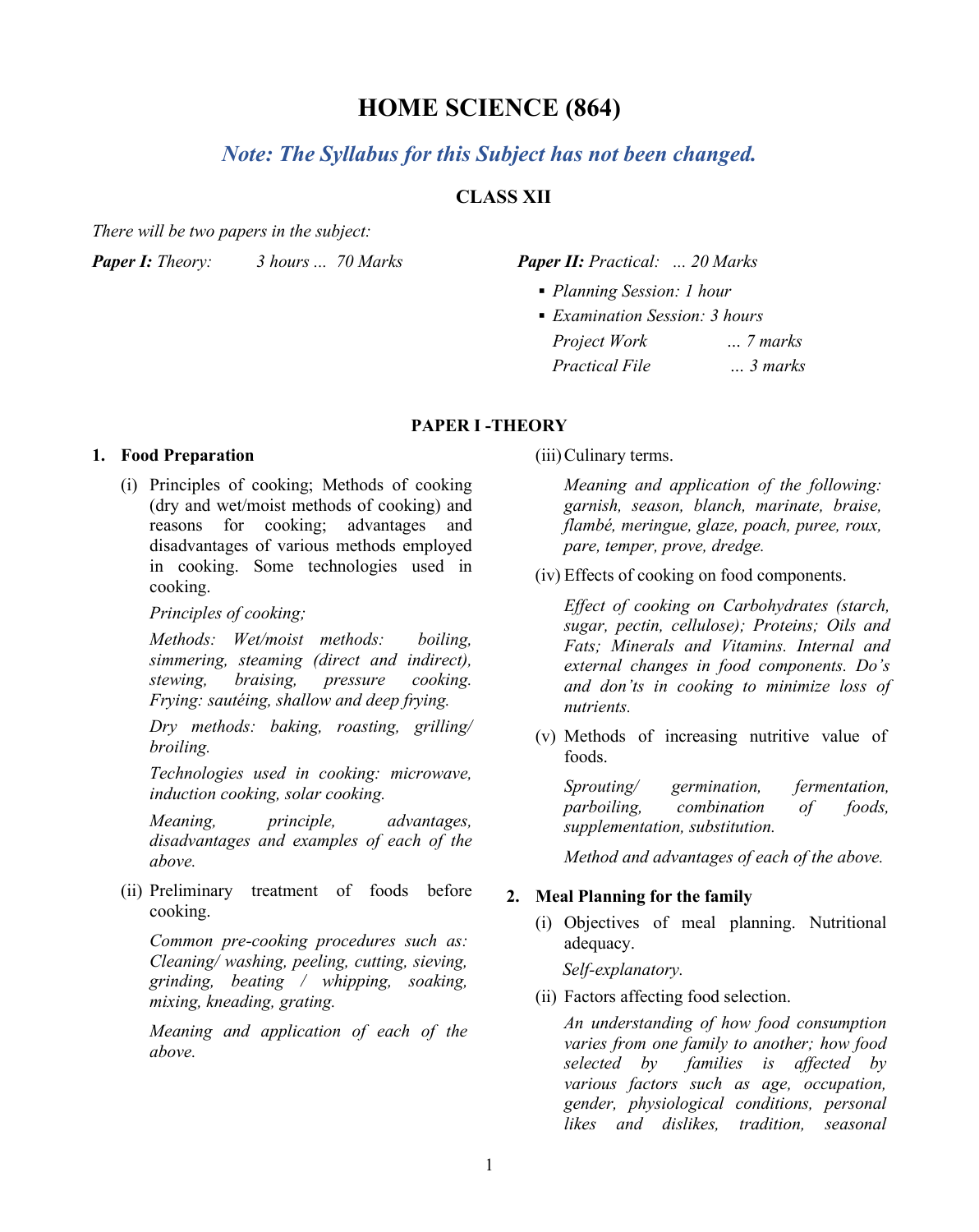# HOME SCIENCE (864)

## *Note: The Syllabus for this Subject has not been changed.*

### CLASS XII

*There will be two papers in the subject:*

***Paper I:*** *Theory: 3 hours ... 70 Marks*

***Paper II:*** *Practical: ... 20 Marks*

- *Planning Session: 1 hour*
- *Examination Session: 3 hours*

*Project Work ... 7 marks*

*Practical File ... 3 marks*

### PAPER I -THEORY

**1. Food Preparation**

(i) Principles of cooking; Methods of cooking (dry and wet/moist methods of cooking) and reasons for cooking; advantages and disadvantages of various methods employed in cooking. Some technologies used in cooking.

*Principles of cooking;*

*Methods: Wet/moist methods: boiling, simmering, steaming (direct and indirect), stewing, braising, pressure cooking. Frying: sautéing, shallow and deep frying.*

*Dry methods: baking, roasting, grilling/ broiling.*

*Technologies used in cooking: microwave, induction cooking, solar cooking.*

*Meaning, principle, advantages, disadvantages and examples of each of the above.*

(ii) Preliminary treatment of foods before cooking.

*Common pre-cooking procedures such as: Cleaning/ washing, peeling, cutting, sieving, grinding, beating / whipping, soaking, mixing, kneading, grating.*

*Meaning and application of each of the above.*

(iii) Culinary terms.

*Meaning and application of the following: garnish, season, blanch, marinate, braise, flambé, meringue, glaze, poach, puree, roux, pare, temper, prove, dredge.*

(iv) Effects of cooking on food components.

*Effect of cooking on Carbohydrates (starch, sugar, pectin, cellulose); Proteins; Oils and Fats; Minerals and Vitamins. Internal and external changes in food components. Do's and don'ts in cooking to minimize loss of nutrients.*

(v) Methods of increasing nutritive value of foods.

*Sprouting/ germination, fermentation, parboiling, combination of foods, supplementation, substitution.*

*Method and advantages of each of the above.*

**2. Meal Planning for the family**

(i) Objectives of meal planning. Nutritional adequacy.

*Self-explanatory.*

(ii) Factors affecting food selection.

*An understanding of how food consumption varies from one family to another; how food selected by families is affected by various factors such as age, occupation, gender, physiological conditions, personal likes and dislikes, tradition, seasonal*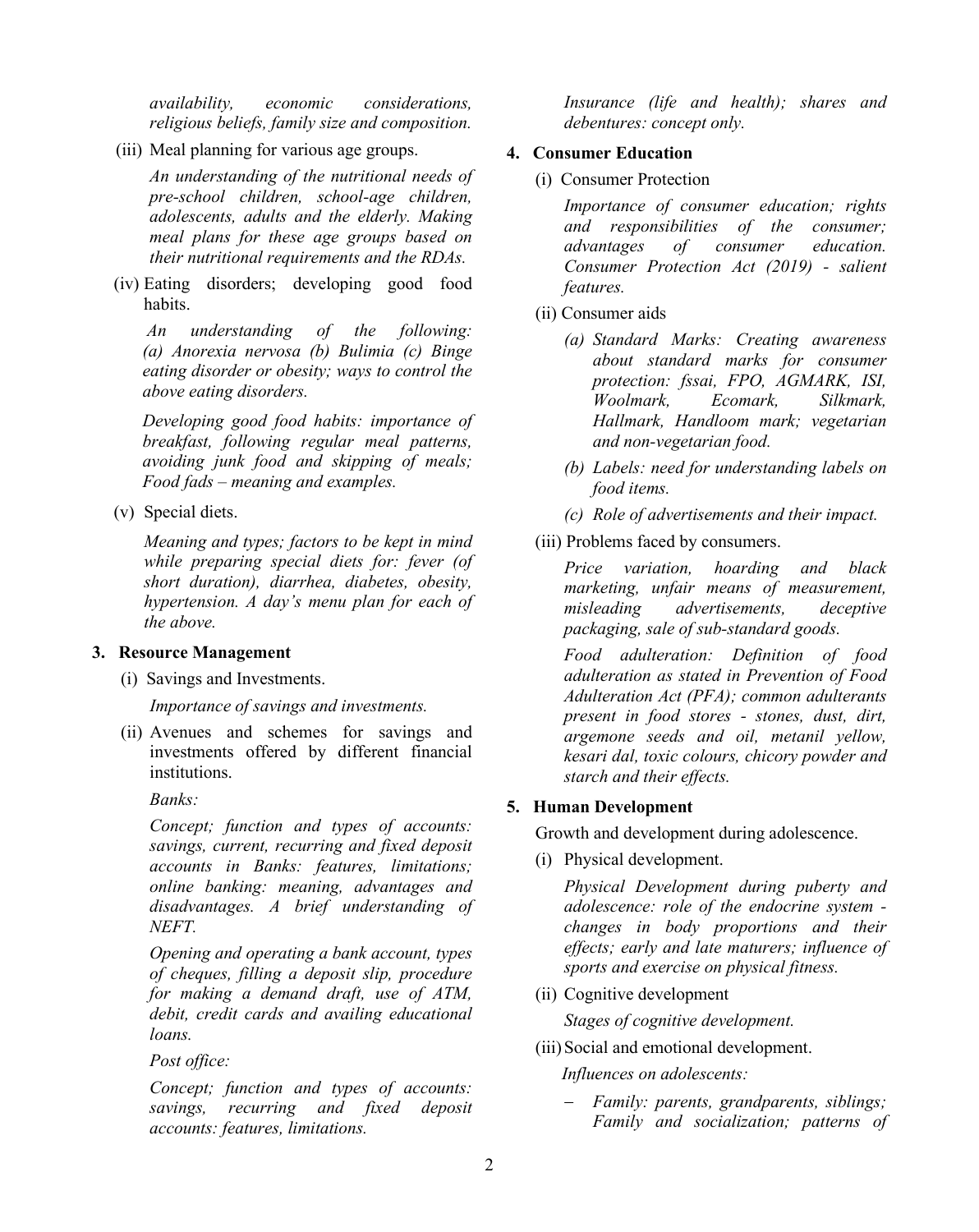*availability, economic considerations, religious beliefs, family size and composition.*

(iii) Meal planning for various age groups.

*An understanding of the nutritional needs of pre-school children, school-age children, adolescents, adults and the elderly. Making meal plans for these age groups based on their nutritional requirements and the RDAs.*

(iv) Eating disorders; developing good food habits.

*An understanding of the following: (a) Anorexia nervosa (b) Bulimia (c) Binge eating disorder or obesity; ways to control the above eating disorders.*

*Developing good food habits: importance of breakfast, following regular meal patterns, avoiding junk food and skipping of meals; Food fads – meaning and examples.*

(v) Special diets.

*Meaning and types; factors to be kept in mind while preparing special diets for: fever (of short duration), diarrhea, diabetes, obesity, hypertension. A day's menu plan for each of the above.*

**3. Resource Management**

(i) Savings and Investments.

*Importance of savings and investments.*

(ii) Avenues and schemes for savings and investments offered by different financial institutions.

*Banks:*

*Concept; function and types of accounts: savings, current, recurring and fixed deposit accounts in Banks: features, limitations; online banking: meaning, advantages and disadvantages. A brief understanding of NEFT.*

*Opening and operating a bank account, types of cheques, filling a deposit slip, procedure for making a demand draft, use of ATM, debit, credit cards and availing educational loans.*

*Post office:*

*Concept; function and types of accounts: savings, recurring and fixed deposit accounts: features, limitations.*

*Insurance (life and health); shares and debentures: concept only.*

**4. Consumer Education**

(i) Consumer Protection

*Importance of consumer education; rights and responsibilities of the consumer; advantages of consumer education. Consumer Protection Act (2019) - salient features.*

(ii) Consumer aids

*(a) Standard Marks: Creating awareness about standard marks for consumer protection: fssai, FPO, AGMARK, ISI, Woolmark, Ecomark, Silkmark, Hallmark, Handloom mark; vegetarian and non-vegetarian food.*

*(b) Labels: need for understanding labels on food items.*

*(c) Role of advertisements and their impact.*

(iii) Problems faced by consumers.

*Price variation, hoarding and black marketing, unfair means of measurement, misleading advertisements, deceptive packaging, sale of sub-standard goods.*

*Food adulteration: Definition of food adulteration as stated in Prevention of Food Adulteration Act (PFA); common adulterants present in food stores - stones, dust, dirt, argemone seeds and oil, metanil yellow, kesari dal, toxic colours, chicory powder and starch and their effects.*

**5. Human Development**

Growth and development during adolescence.

(i) Physical development.

*Physical Development during puberty and adolescence: role of the endocrine system - changes in body proportions and their effects; early and late maturers; influence of sports and exercise on physical fitness.*

(ii) Cognitive development

*Stages of cognitive development.*

(iii) Social and emotional development.

*Influences on adolescents:*

- *Family: parents, grandparents, siblings; Family and socialization; patterns of*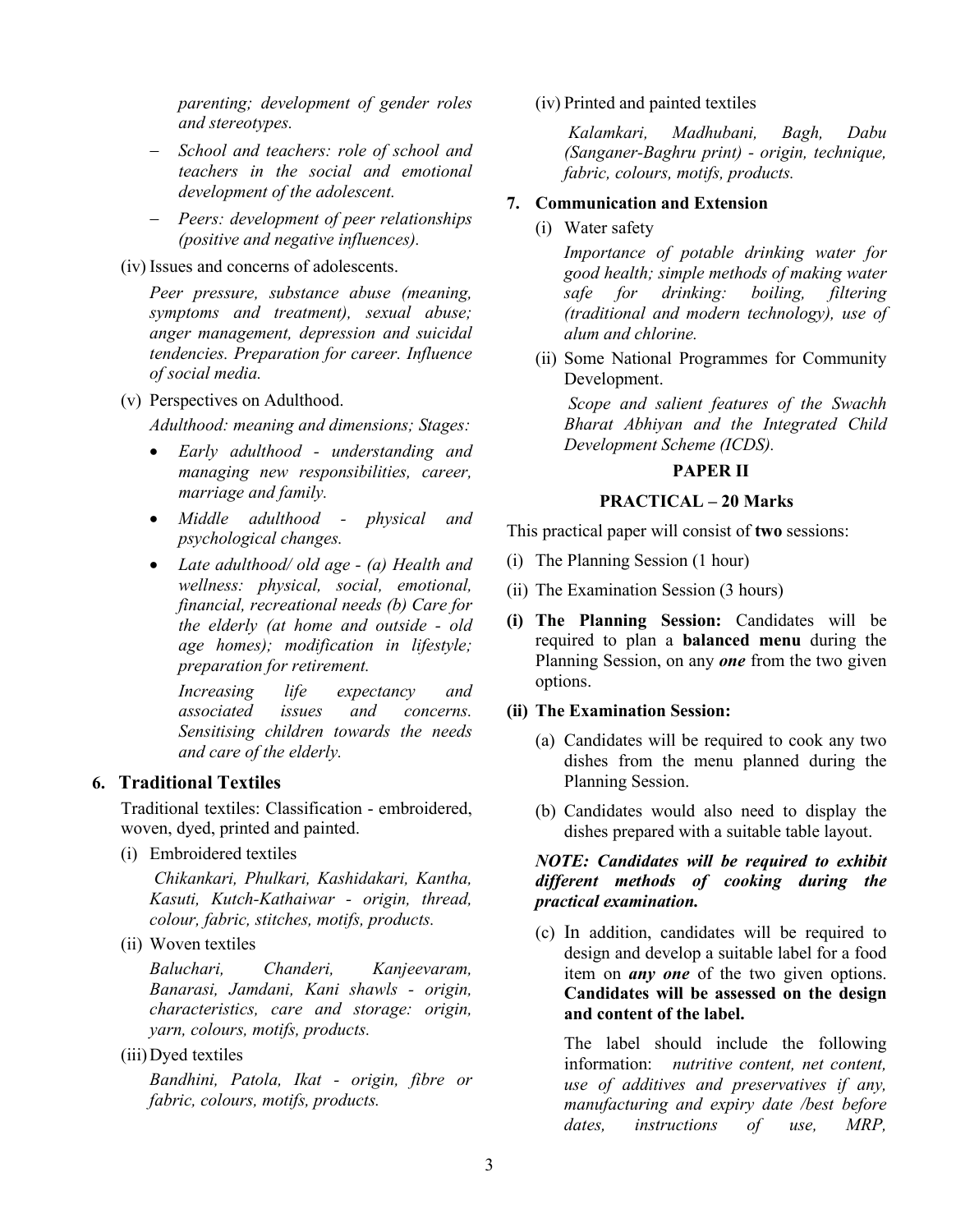*parenting; development of gender roles and stereotypes.*

- *School and teachers: role of school and teachers in the social and emotional development of the adolescent.*
- *Peers: development of peer relationships (positive and negative influences).*

(iv) Issues and concerns of adolescents.

*Peer pressure, substance abuse (meaning, symptoms and treatment), sexual abuse; anger management, depression and suicidal tendencies. Preparation for career. Influence of social media.*

(v) Perspectives on Adulthood.

*Adulthood: meaning and dimensions; Stages:*

- *Early adulthood - understanding and managing new responsibilities, career, marriage and family.*
- *Middle adulthood - physical and psychological changes.*
- *Late adulthood/ old age - (a) Health and wellness: physical, social, emotional, financial, recreational needs (b) Care for the elderly (at home and outside - old age homes); modification in lifestyle; preparation for retirement.*

*Increasing life expectancy and associated issues and concerns. Sensitising children towards the needs and care of the elderly.*

## 6. Traditional Textiles

Traditional textiles: Classification - embroidered, woven, dyed, printed and painted.

(i) Embroidered textiles

*Chikankari, Phulkari, Kashidakari, Kantha, Kasuti, Kutch-Kathaiwar - origin, thread, colour, fabric, stitches, motifs, products.*

(ii) Woven textiles

*Baluchari, Chanderi, Kanjeevaram, Banarasi, Jamdani, Kani shawls - origin, characteristics, care and storage: origin, yarn, colours, motifs, products.*

(iii) Dyed textiles

*Bandhini, Patola, Ikat - origin, fibre or fabric, colours, motifs, products.*

(iv) Printed and painted textiles

*Kalamkari, Madhubani, Bagh, Dabu (Sanganer-Baghru print) - origin, technique, fabric, colours, motifs, products.*

## 7. Communication and Extension

(i) Water safety

*Importance of potable drinking water for good health; simple methods of making water safe for drinking: boiling, filtering (traditional and modern technology), use of alum and chlorine.*

(ii) Some National Programmes for Community Development.

*Scope and salient features of the Swachh Bharat Abhiyan and the Integrated Child Development Scheme (ICDS).*

## PAPER II

### PRACTICAL – 20 Marks

This practical paper will consist of **two** sessions:

(i) The Planning Session (1 hour)

(ii) The Examination Session (3 hours)

**(i) The Planning Session:** Candidates will be required to plan a **balanced menu** during the Planning Session, on any ***one*** from the two given options.

**(ii) The Examination Session:**

(a) Candidates will be required to cook any two dishes from the menu planned during the Planning Session.

(b) Candidates would also need to display the dishes prepared with a suitable table layout.

***NOTE: Candidates will be required to exhibit different methods of cooking during the practical examination.***

(c) In addition, candidates will be required to design and develop a suitable label for a food item on ***any one*** of the two given options. **Candidates will be assessed on the design and content of the label.**

The label should include the following information: *nutritive content, net content, use of additives and preservatives if any, manufacturing and expiry date /best before dates, instructions of use, MRP,*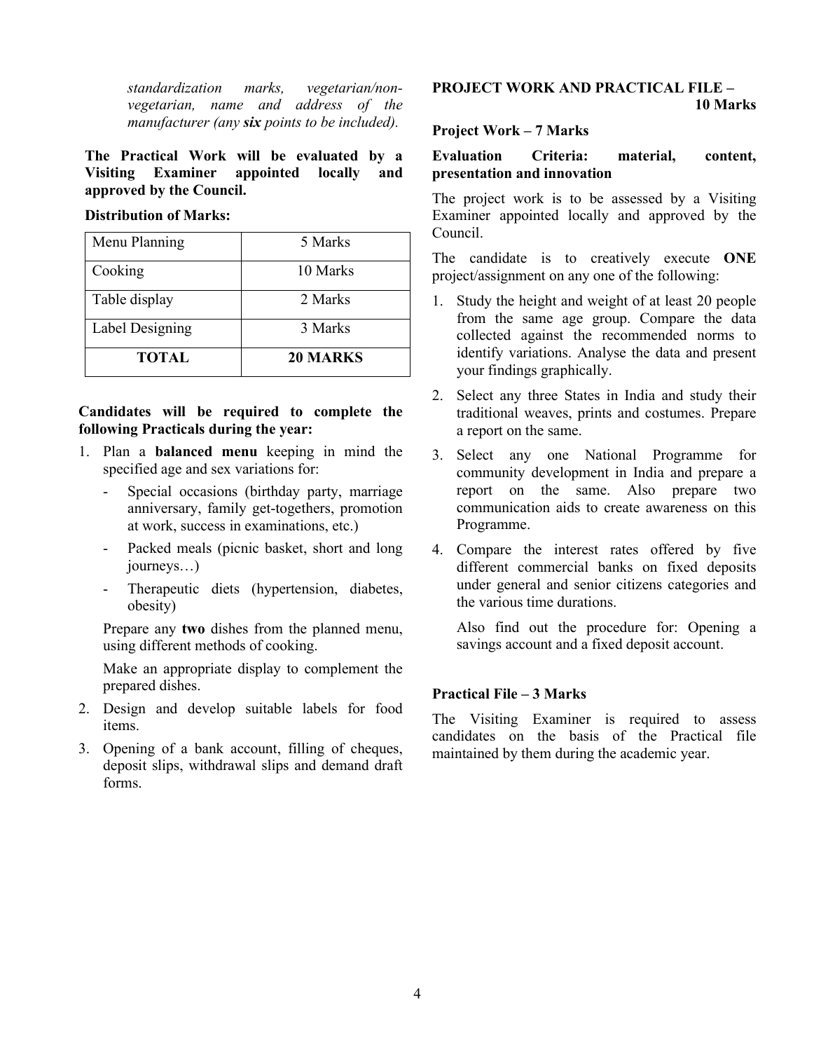*standardization marks, vegetarian/non-vegetarian, name and address of the manufacturer (any **six** points to be included).*

**The Practical Work will be evaluated by a Visiting Examiner appointed locally and approved by the Council.**

**Distribution of Marks:**

| | |
|---|---|
| Menu Planning | 5 Marks |
| Cooking | 10 Marks |
| Table display | 2 Marks |
| Label Designing | 3 Marks |
| **TOTAL** | **20 MARKS** |

**Candidates will be required to complete the following Practicals during the year:**

1. Plan a **balanced menu** keeping in mind the specified age and sex variations for:
   - Special occasions (birthday party, marriage anniversary, family get-togethers, promotion at work, success in examinations, etc.)
   - Packed meals (picnic basket, short and long journeys…)
   - Therapeutic diets (hypertension, diabetes, obesity)

   Prepare any **two** dishes from the planned menu, using different methods of cooking.

   Make an appropriate display to complement the prepared dishes.
2. Design and develop suitable labels for food items.
3. Opening of a bank account, filling of cheques, deposit slips, withdrawal slips and demand draft forms.

**PROJECT WORK AND PRACTICAL FILE – 10 Marks**

**Project Work – 7 Marks**

**Evaluation Criteria: material, content, presentation and innovation**

The project work is to be assessed by a Visiting Examiner appointed locally and approved by the Council.

The candidate is to creatively execute **ONE** project/assignment on any one of the following:

1. Study the height and weight of at least 20 people from the same age group. Compare the data collected against the recommended norms to identify variations. Analyse the data and present your findings graphically.
2. Select any three States in India and study their traditional weaves, prints and costumes. Prepare a report on the same.
3. Select any one National Programme for community development in India and prepare a report on the same. Also prepare two communication aids to create awareness on this Programme.
4. Compare the interest rates offered by five different commercial banks on fixed deposits under general and senior citizens categories and the various time durations.

   Also find out the procedure for: Opening a savings account and a fixed deposit account.

**Practical File – 3 Marks**

The Visiting Examiner is required to assess candidates on the basis of the Practical file maintained by them during the academic year.